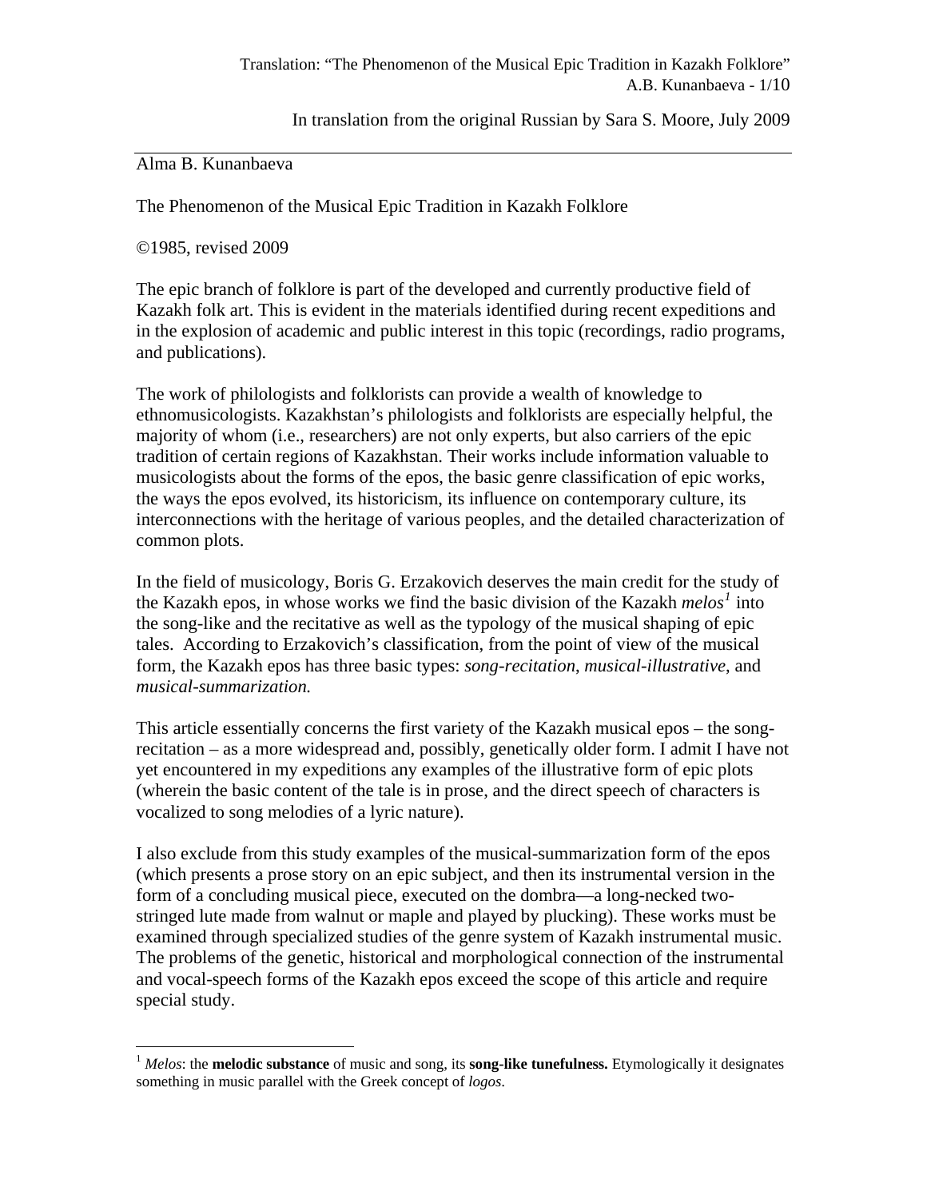In translation from the original Russian by Sara S. Moore, July 2009

Alma B. Kunanbaeva

# The Phenomenon of the Musical Epic Tradition in Kazakh Folklore

©1985, revised 2009

The epic branch of folklore is part of the developed and currently productive field of Kazakh folk art. This is evident in the materials identified during recent expeditions and in the explosion of academic and public interest in this topic (recordings, radio programs, and publications).

The work of philologists and folklorists can provide a wealth of knowledge to ethnomusicologists. Kazakhstan's philologists and folklorists are especially helpful, the majority of whom (i.e., researchers) are not only experts, but also carriers of the epic tradition of certain regions of Kazakhstan. Their works include information valuable to musicologists about the forms of the epos, the basic genre classification of epic works, the ways the epos evolved, its historicism, its influence on contemporary culture, its interconnections with the heritage of various peoples, and the detailed characterization of common plots.

In the field of musicology, Boris G. Erzakovich deserves the main credit for the study of the Kazakh epos, in whose works we find the basic division of the Kazakh *melos*[1] into the song-like and the recitative as well as the typology of the musical shaping of epic tales. According to Erzakovich's classification, from the point of view of the musical form, the Kazakh epos has three basic types: *song-recitation, musical-illustrative*, and *musical-summarization.*

This article essentially concerns the first variety of the Kazakh musical epos – the song-recitation – as a more widespread and, possibly, genetically older form. I admit I have not yet encountered in my expeditions any examples of the illustrative form of epic plots (wherein the basic content of the tale is in prose, and the direct speech of characters is vocalized to song melodies of a lyric nature).

I also exclude from this study examples of the musical-summarization form of the epos (which presents a prose story on an epic subject, and then its instrumental version in the form of a concluding musical piece, executed on the dombra—a long-necked two-stringed lute made from walnut or maple and played by plucking). These works must be examined through specialized studies of the genre system of Kazakh instrumental music. The problems of the genetic, historical and morphological connection of the instrumental and vocal-speech forms of the Kazakh epos exceed the scope of this article and require special study.

---

[1] *Melos*: the **melodic substance** of music and song, its **song-like tunefulness.** Etymologically it designates something in music parallel with the Greek concept of *logos*.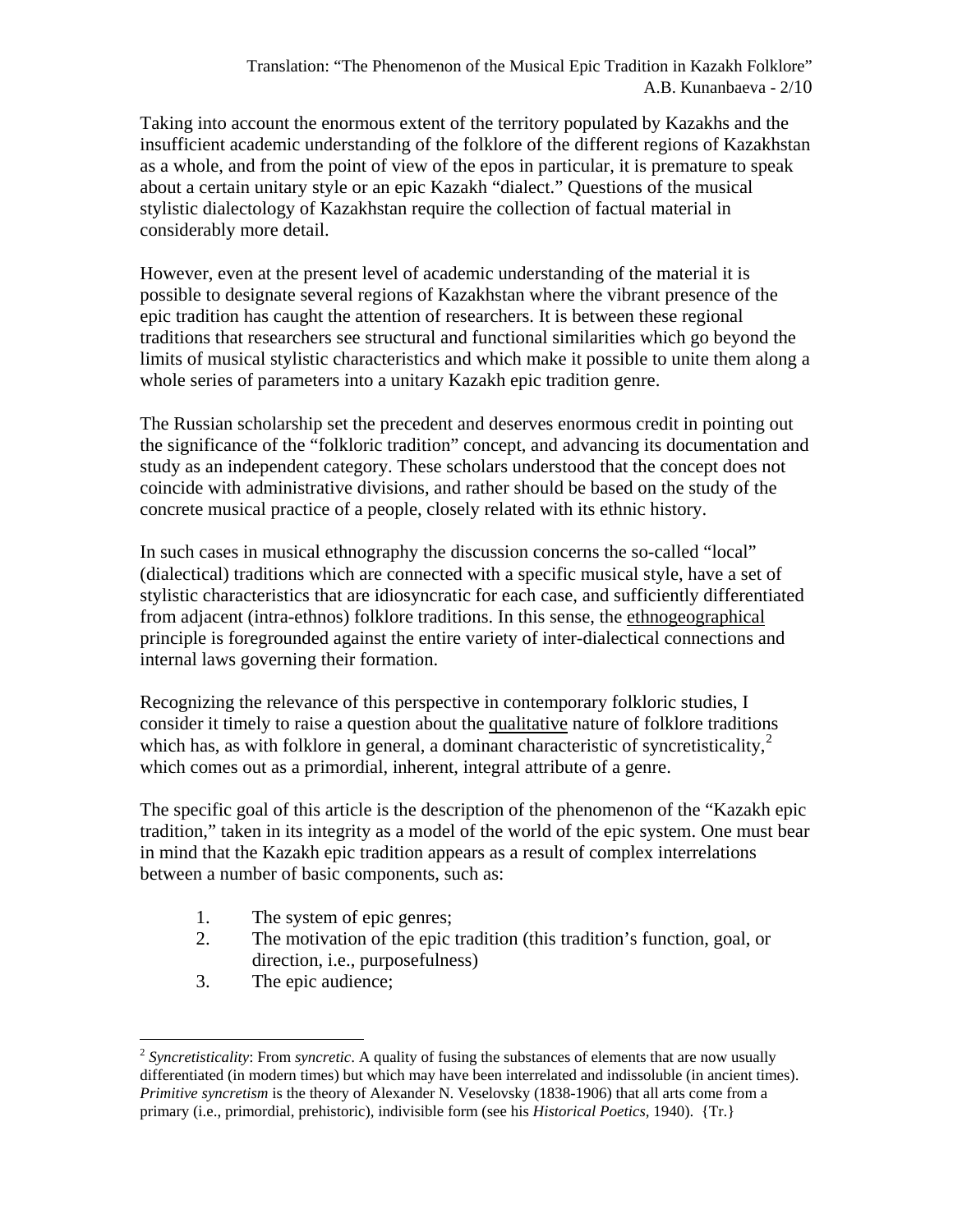Taking into account the enormous extent of the territory populated by Kazakhs and the insufficient academic understanding of the folklore of the different regions of Kazakhstan as a whole, and from the point of view of the epos in particular, it is premature to speak about a certain unitary style or an epic Kazakh "dialect." Questions of the musical stylistic dialectology of Kazakhstan require the collection of factual material in considerably more detail.

However, even at the present level of academic understanding of the material it is possible to designate several regions of Kazakhstan where the vibrant presence of the epic tradition has caught the attention of researchers. It is between these regional traditions that researchers see structural and functional similarities which go beyond the limits of musical stylistic characteristics and which make it possible to unite them along a whole series of parameters into a unitary Kazakh epic tradition genre.

The Russian scholarship set the precedent and deserves enormous credit in pointing out the significance of the "folkloric tradition" concept, and advancing its documentation and study as an independent category. These scholars understood that the concept does not coincide with administrative divisions, and rather should be based on the study of the concrete musical practice of a people, closely related with its ethnic history.

In such cases in musical ethnography the discussion concerns the so-called "local" (dialectical) traditions which are connected with a specific musical style, have a set of stylistic characteristics that are idiosyncratic for each case, and sufficiently differentiated from adjacent (intra-ethnos) folklore traditions. In this sense, the ethnogeographical principle is foregrounded against the entire variety of inter-dialectical connections and internal laws governing their formation.

Recognizing the relevance of this perspective in contemporary folkloric studies, I consider it timely to raise a question about the qualitative nature of folklore traditions which has, as with folklore in general, a dominant characteristic of syncretisticality,[2] which comes out as a primordial, inherent, integral attribute of a genre.

The specific goal of this article is the description of the phenomenon of the "Kazakh epic tradition," taken in its integrity as a model of the world of the epic system. One must bear in mind that the Kazakh epic tradition appears as a result of complex interrelations between a number of basic components, such as:

1. The system of epic genres;
2. The motivation of the epic tradition (this tradition's function, goal, or direction, i.e., purposefulness)
3. The epic audience;

---

[2] *Syncretisticality*: From *syncretic*. A quality of fusing the substances of elements that are now usually differentiated (in modern times) but which may have been interrelated and indissoluble (in ancient times). *Primitive syncretism* is the theory of Alexander N. Veselovsky (1838-1906) that all arts come from a primary (i.e., primordial, prehistoric), indivisible form (see his *Historical Poetics,* 1940). {Tr.}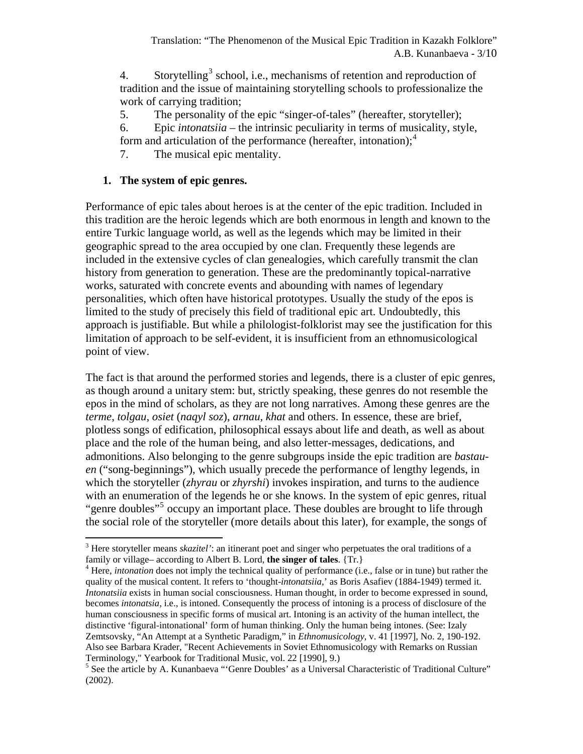4. Storytelling[3] school, i.e., mechanisms of retention and reproduction of tradition and the issue of maintaining storytelling schools to professionalize the work of carrying tradition;
5. The personality of the epic "singer-of-tales" (hereafter, storyteller);
6. Epic *intonatsiia* – the intrinsic peculiarity in terms of musicality, style, form and articulation of the performance (hereafter, intonation);[4]
7. The musical epic mentality.

## 1. The system of epic genres.

Performance of epic tales about heroes is at the center of the epic tradition. Included in this tradition are the heroic legends which are both enormous in length and known to the entire Turkic language world, as well as the legends which may be limited in their geographic spread to the area occupied by one clan. Frequently these legends are included in the extensive cycles of clan genealogies, which carefully transmit the clan history from generation to generation. These are the predominantly topical-narrative works, saturated with concrete events and abounding with names of legendary personalities, which often have historical prototypes. Usually the study of the epos is limited to the study of precisely this field of traditional epic art. Undoubtedly, this approach is justifiable. But while a philologist-folklorist may see the justification for this limitation of approach to be self-evident, it is insufficient from an ethnomusicological point of view.

The fact is that around the performed stories and legends, there is a cluster of epic genres, as though around a unitary stem: but, strictly speaking, these genres do not resemble the epos in the mind of scholars, as they are not long narratives. Among these genres are the *terme*, *tolgau*, *osiet* (*naqyl soz*), *arnau*, *khat* and others. In essence, these are brief, plotless songs of edification, philosophical essays about life and death, as well as about place and the role of the human being, and also letter-messages, dedications, and admonitions. Also belonging to the genre subgroups inside the epic tradition are *bastau-en* ("song-beginnings"), which usually precede the performance of lengthy legends, in which the storyteller (*zhyrau* or *zhyrshi*) invokes inspiration, and turns to the audience with an enumeration of the legends he or she knows. In the system of epic genres, ritual "genre doubles"[5] occupy an important place. These doubles are brought to life through the social role of the storyteller (more details about this later), for example, the songs of

---

[3] Here storyteller means *skazitel'*: an itinerant poet and singer who perpetuates the oral traditions of a family or village– according to Albert B. Lord, **the singer of tales**. {Tr.}

[4] Here, *intonation* does not imply the technical quality of performance (i.e., false or in tune) but rather the quality of the musical content. It refers to 'thought-*intonatsiia*,' as Boris Asafiev (1884-1949) termed it. *Intonatsiia* exists in human social consciousness. Human thought, in order to become expressed in sound, becomes *intonatsia*, i.e., is intoned. Consequently the process of intoning is a process of disclosure of the human consciousness in specific forms of musical art. Intoning is an activity of the human intellect, the distinctive 'figural-intonational' form of human thinking. Only the human being intones. (See: Izaly Zemtsovsky, "An Attempt at a Synthetic Paradigm," in *Ethnomusicology*, v. 41 [1997], No. 2, 190-192. Also see Barbara Krader, "Recent Achievements in Soviet Ethnomusicology with Remarks on Russian Terminology," Yearbook for Traditional Music, vol. 22 [1990], 9.)

[5] See the article by A. Kunanbaeva "'Genre Doubles' as a Universal Characteristic of Traditional Culture" (2002).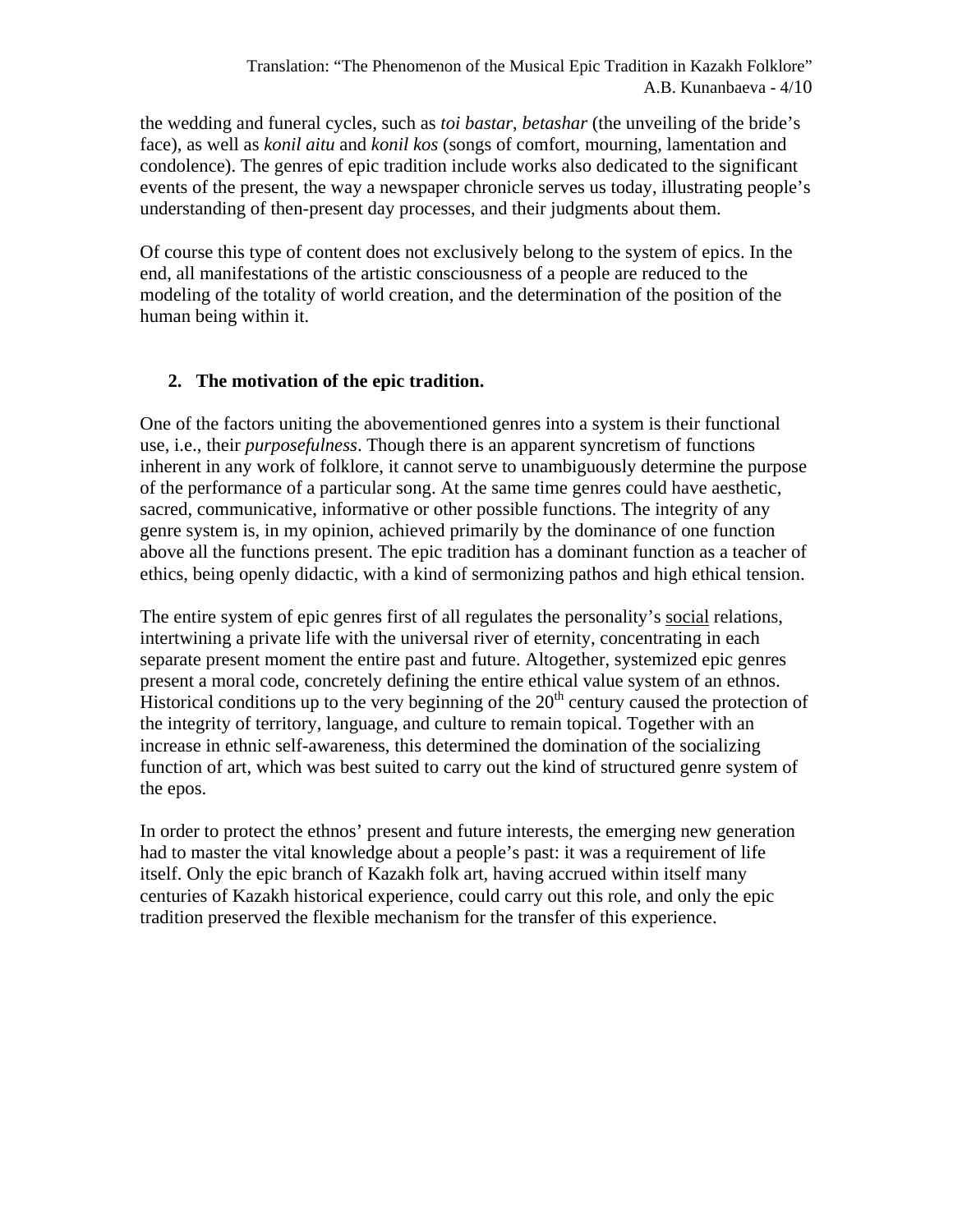the wedding and funeral cycles, such as *toi bastar*, *betashar* (the unveiling of the bride's face), as well as *konil aitu* and *konil kos* (songs of comfort, mourning, lamentation and condolence). The genres of epic tradition include works also dedicated to the significant events of the present, the way a newspaper chronicle serves us today, illustrating people's understanding of then-present day processes, and their judgments about them.

Of course this type of content does not exclusively belong to the system of epics. In the end, all manifestations of the artistic consciousness of a people are reduced to the modeling of the totality of world creation, and the determination of the position of the human being within it.

## 2. The motivation of the epic tradition.

One of the factors uniting the abovementioned genres into a system is their functional use, i.e., their *purposefulness*. Though there is an apparent syncretism of functions inherent in any work of folklore, it cannot serve to unambiguously determine the purpose of the performance of a particular song. At the same time genres could have aesthetic, sacred, communicative, informative or other possible functions. The integrity of any genre system is, in my opinion, achieved primarily by the dominance of one function above all the functions present. The epic tradition has a dominant function as a teacher of ethics, being openly didactic, with a kind of sermonizing pathos and high ethical tension.

The entire system of epic genres first of all regulates the personality's <u>social</u> relations, intertwining a private life with the universal river of eternity, concentrating in each separate present moment the entire past and future. Altogether, systemized epic genres present a moral code, concretely defining the entire ethical value system of an ethnos. Historical conditions up to the very beginning of the 20th century caused the protection of the integrity of territory, language, and culture to remain topical. Together with an increase in ethnic self-awareness, this determined the domination of the socializing function of art, which was best suited to carry out the kind of structured genre system of the epos.

In order to protect the ethnos' present and future interests, the emerging new generation had to master the vital knowledge about a people's past: it was a requirement of life itself. Only the epic branch of Kazakh folk art, having accrued within itself many centuries of Kazakh historical experience, could carry out this role, and only the epic tradition preserved the flexible mechanism for the transfer of this experience.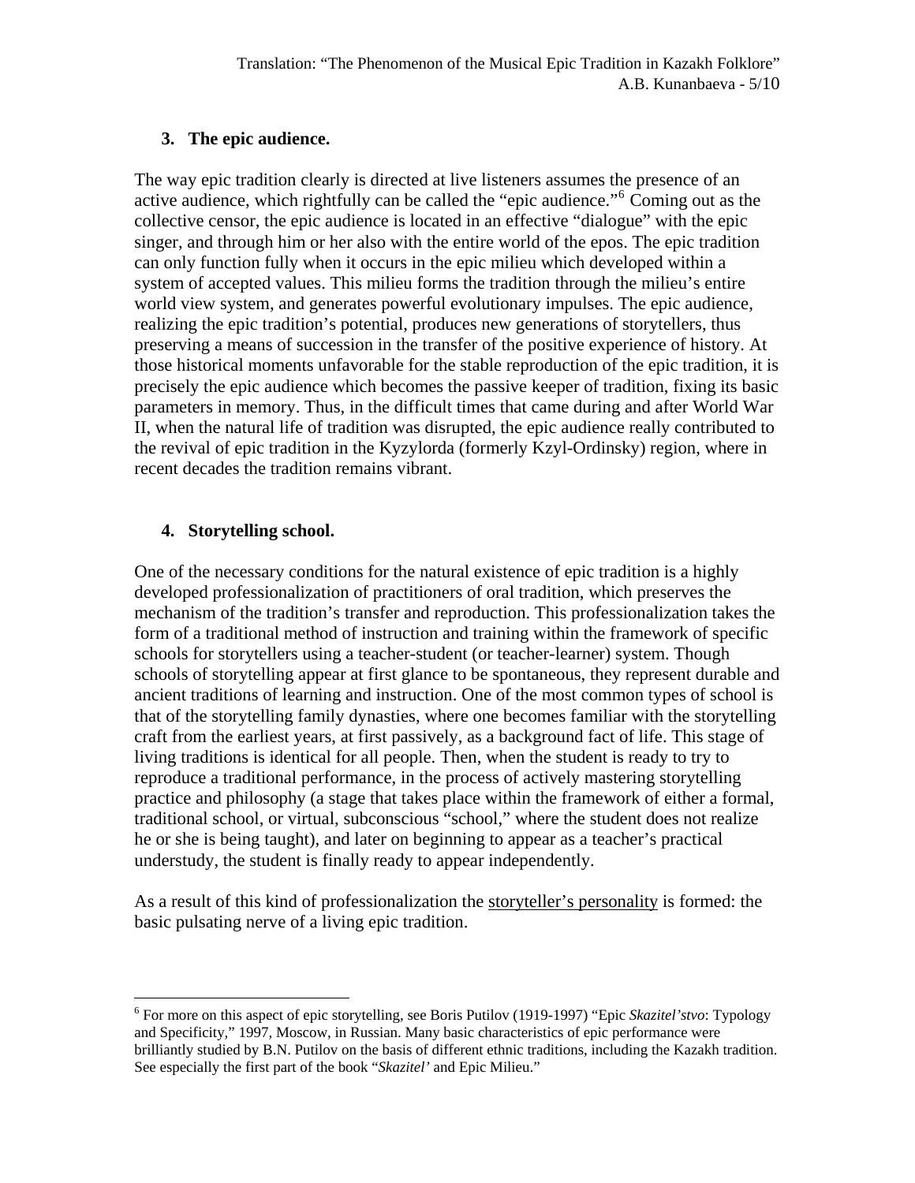### 3. The epic audience.

The way epic tradition clearly is directed at live listeners assumes the presence of an active audience, which rightfully can be called the "epic audience."[6] Coming out as the collective censor, the epic audience is located in an effective "dialogue" with the epic singer, and through him or her also with the entire world of the epos. The epic tradition can only function fully when it occurs in the epic milieu which developed within a system of accepted values. This milieu forms the tradition through the milieu's entire world view system, and generates powerful evolutionary impulses. The epic audience, realizing the epic tradition's potential, produces new generations of storytellers, thus preserving a means of succession in the transfer of the positive experience of history. At those historical moments unfavorable for the stable reproduction of the epic tradition, it is precisely the epic audience which becomes the passive keeper of tradition, fixing its basic parameters in memory. Thus, in the difficult times that came during and after World War II, when the natural life of tradition was disrupted, the epic audience really contributed to the revival of epic tradition in the Kyzylorda (formerly Kzyl-Ordinsky) region, where in recent decades the tradition remains vibrant.

### 4. Storytelling school.

One of the necessary conditions for the natural existence of epic tradition is a highly developed professionalization of practitioners of oral tradition, which preserves the mechanism of the tradition's transfer and reproduction. This professionalization takes the form of a traditional method of instruction and training within the framework of specific schools for storytellers using a teacher-student (or teacher-learner) system. Though schools of storytelling appear at first glance to be spontaneous, they represent durable and ancient traditions of learning and instruction. One of the most common types of school is that of the storytelling family dynasties, where one becomes familiar with the storytelling craft from the earliest years, at first passively, as a background fact of life. This stage of living traditions is identical for all people. Then, when the student is ready to try to reproduce a traditional performance, in the process of actively mastering storytelling practice and philosophy (a stage that takes place within the framework of either a formal, traditional school, or virtual, subconscious "school," where the student does not realize he or she is being taught), and later on beginning to appear as a teacher's practical understudy, the student is finally ready to appear independently.

As a result of this kind of professionalization the <u>storyteller's personality</u> is formed: the basic pulsating nerve of a living epic tradition.

---

[6] For more on this aspect of epic storytelling, see Boris Putilov (1919-1997) "Epic *Skazitel'stvo*: Typology and Specificity," 1997, Moscow, in Russian. Many basic characteristics of epic performance were brilliantly studied by B.N. Putilov on the basis of different ethnic traditions, including the Kazakh tradition. See especially the first part of the book "*Skazitel'* and Epic Milieu."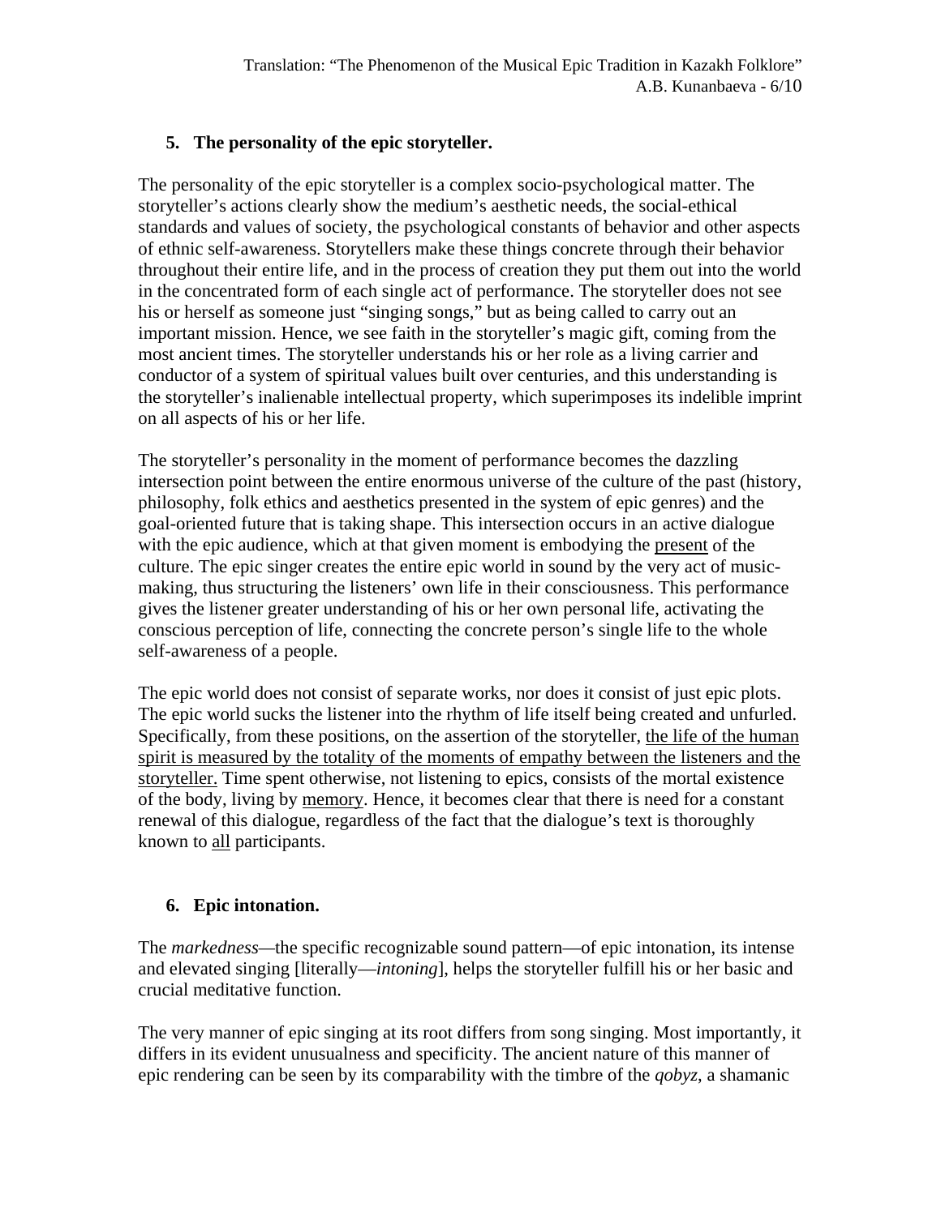## 5. The personality of the epic storyteller.

The personality of the epic storyteller is a complex socio-psychological matter. The storyteller's actions clearly show the medium's aesthetic needs, the social-ethical standards and values of society, the psychological constants of behavior and other aspects of ethnic self-awareness. Storytellers make these things concrete through their behavior throughout their entire life, and in the process of creation they put them out into the world in the concentrated form of each single act of performance. The storyteller does not see his or herself as someone just "singing songs," but as being called to carry out an important mission. Hence, we see faith in the storyteller's magic gift, coming from the most ancient times. The storyteller understands his or her role as a living carrier and conductor of a system of spiritual values built over centuries, and this understanding is the storyteller's inalienable intellectual property, which superimposes its indelible imprint on all aspects of his or her life.

The storyteller's personality in the moment of performance becomes the dazzling intersection point between the entire enormous universe of the culture of the past (history, philosophy, folk ethics and aesthetics presented in the system of epic genres) and the goal-oriented future that is taking shape. This intersection occurs in an active dialogue with the epic audience, which at that given moment is embodying the <u>present</u> of the culture. The epic singer creates the entire epic world in sound by the very act of music-making, thus structuring the listeners' own life in their consciousness. This performance gives the listener greater understanding of his or her own personal life, activating the conscious perception of life, connecting the concrete person's single life to the whole self-awareness of a people.

The epic world does not consist of separate works, nor does it consist of just epic plots. The epic world sucks the listener into the rhythm of life itself being created and unfurled. Specifically, from these positions, on the assertion of the storyteller, <u>the life of the human spirit is measured by the totality of the moments of empathy between the listeners and the storyteller.</u> Time spent otherwise, not listening to epics, consists of the mortal existence of the body, living by <u>memory</u>. Hence, it becomes clear that there is need for a constant renewal of this dialogue, regardless of the fact that the dialogue's text is thoroughly known to <u>all</u> participants.

## 6. Epic intonation.

The *markedness*—the specific recognizable sound pattern—of epic intonation, its intense and elevated singing [literally—*intoning*], helps the storyteller fulfill his or her basic and crucial meditative function.

The very manner of epic singing at its root differs from song singing. Most importantly, it differs in its evident unusualness and specificity. The ancient nature of this manner of epic rendering can be seen by its comparability with the timbre of the *qobyz*, a shamanic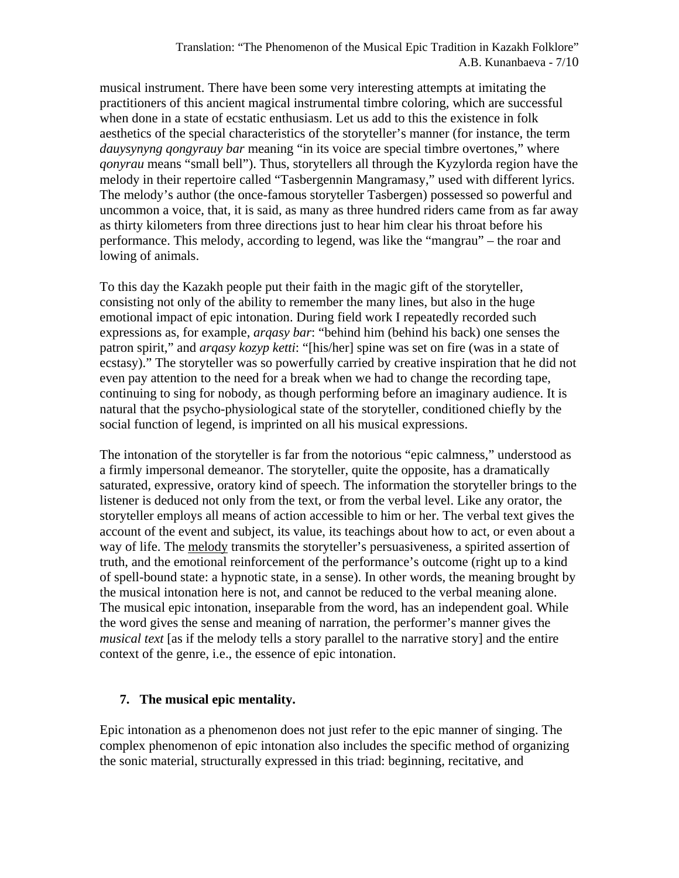musical instrument. There have been some very interesting attempts at imitating the practitioners of this ancient magical instrumental timbre coloring, which are successful when done in a state of ecstatic enthusiasm. Let us add to this the existence in folk aesthetics of the special characteristics of the storyteller's manner (for instance, the term *dauysynyng qongyrauy bar* meaning "in its voice are special timbre overtones," where *qonyrau* means "small bell"). Thus, storytellers all through the Kyzylorda region have the melody in their repertoire called "Tasbergennin Mangramasy," used with different lyrics. The melody's author (the once-famous storyteller Tasbergen) possessed so powerful and uncommon a voice, that, it is said, as many as three hundred riders came from as far away as thirty kilometers from three directions just to hear him clear his throat before his performance. This melody, according to legend, was like the "mangrau" – the roar and lowing of animals.

To this day the Kazakh people put their faith in the magic gift of the storyteller, consisting not only of the ability to remember the many lines, but also in the huge emotional impact of epic intonation. During field work I repeatedly recorded such expressions as, for example, *arqasy bar*: "behind him (behind his back) one senses the patron spirit," and *arqasy kozyp ketti*: "[his/her] spine was set on fire (was in a state of ecstasy)." The storyteller was so powerfully carried by creative inspiration that he did not even pay attention to the need for a break when we had to change the recording tape, continuing to sing for nobody, as though performing before an imaginary audience. It is natural that the psycho-physiological state of the storyteller, conditioned chiefly by the social function of legend, is imprinted on all his musical expressions.

The intonation of the storyteller is far from the notorious "epic calmness," understood as a firmly impersonal demeanor. The storyteller, quite the opposite, has a dramatically saturated, expressive, oratory kind of speech. The information the storyteller brings to the listener is deduced not only from the text, or from the verbal level. Like any orator, the storyteller employs all means of action accessible to him or her. The verbal text gives the account of the event and subject, its value, its teachings about how to act, or even about a way of life. The <u>melody</u> transmits the storyteller's persuasiveness, a spirited assertion of truth, and the emotional reinforcement of the performance's outcome (right up to a kind of spell-bound state: a hypnotic state, in a sense). In other words, the meaning brought by the musical intonation here is not, and cannot be reduced to the verbal meaning alone. The musical epic intonation, inseparable from the word, has an independent goal. While the word gives the sense and meaning of narration, the performer's manner gives the *musical text* [as if the melody tells a story parallel to the narrative story] and the entire context of the genre, i.e., the essence of epic intonation.

## 7. The musical epic mentality.

Epic intonation as a phenomenon does not just refer to the epic manner of singing. The complex phenomenon of epic intonation also includes the specific method of organizing the sonic material, structurally expressed in this triad: beginning, recitative, and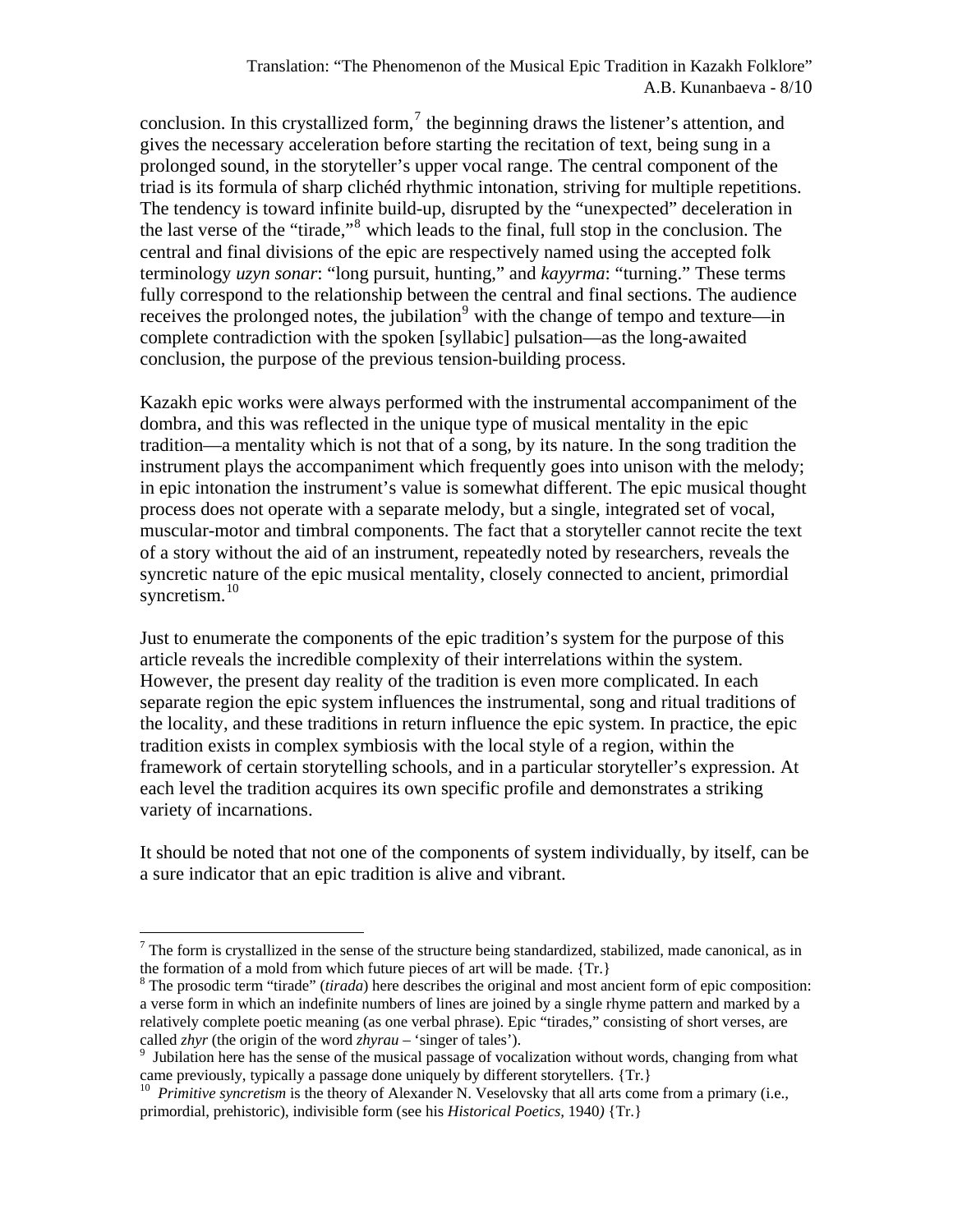conclusion. In this crystallized form,[7] the beginning draws the listener's attention, and gives the necessary acceleration before starting the recitation of text, being sung in a prolonged sound, in the storyteller's upper vocal range. The central component of the triad is its formula of sharp clichéd rhythmic intonation, striving for multiple repetitions. The tendency is toward infinite build-up, disrupted by the "unexpected" deceleration in the last verse of the "tirade,"[8] which leads to the final, full stop in the conclusion. The central and final divisions of the epic are respectively named using the accepted folk terminology *uzyn sonar*: "long pursuit, hunting," and *kayyrma*: "turning." These terms fully correspond to the relationship between the central and final sections. The audience receives the prolonged notes, the jubilation[9] with the change of tempo and texture—in complete contradiction with the spoken [syllabic] pulsation—as the long-awaited conclusion, the purpose of the previous tension-building process.

Kazakh epic works were always performed with the instrumental accompaniment of the dombra, and this was reflected in the unique type of musical mentality in the epic tradition—a mentality which is not that of a song, by its nature. In the song tradition the instrument plays the accompaniment which frequently goes into unison with the melody; in epic intonation the instrument's value is somewhat different. The epic musical thought process does not operate with a separate melody, but a single, integrated set of vocal, muscular-motor and timbral components. The fact that a storyteller cannot recite the text of a story without the aid of an instrument, repeatedly noted by researchers, reveals the syncretic nature of the epic musical mentality, closely connected to ancient, primordial syncretism.[10]

Just to enumerate the components of the epic tradition's system for the purpose of this article reveals the incredible complexity of their interrelations within the system. However, the present day reality of the tradition is even more complicated. In each separate region the epic system influences the instrumental, song and ritual traditions of the locality, and these traditions in return influence the epic system. In practice, the epic tradition exists in complex symbiosis with the local style of a region, within the framework of certain storytelling schools, and in a particular storyteller's expression. At each level the tradition acquires its own specific profile and demonstrates a striking variety of incarnations.

It should be noted that not one of the components of system individually, by itself, can be a sure indicator that an epic tradition is alive and vibrant.

---

[7] The form is crystallized in the sense of the structure being standardized, stabilized, made canonical, as in the formation of a mold from which future pieces of art will be made. {Tr.}

[8] The prosodic term "tirade" (*tirada*) here describes the original and most ancient form of epic composition: a verse form in which an indefinite numbers of lines are joined by a single rhyme pattern and marked by a relatively complete poetic meaning (as one verbal phrase). Epic "tirades," consisting of short verses, are called *zhyr* (the origin of the word *zhyrau* – 'singer of tales').

[9] Jubilation here has the sense of the musical passage of vocalization without words, changing from what came previously, typically a passage done uniquely by different storytellers. {Tr.}

[10] *Primitive syncretism* is the theory of Alexander N. Veselovsky that all arts come from a primary (i.e., primordial, prehistoric), indivisible form (see his *Historical Poetics*, 1940) {Tr.}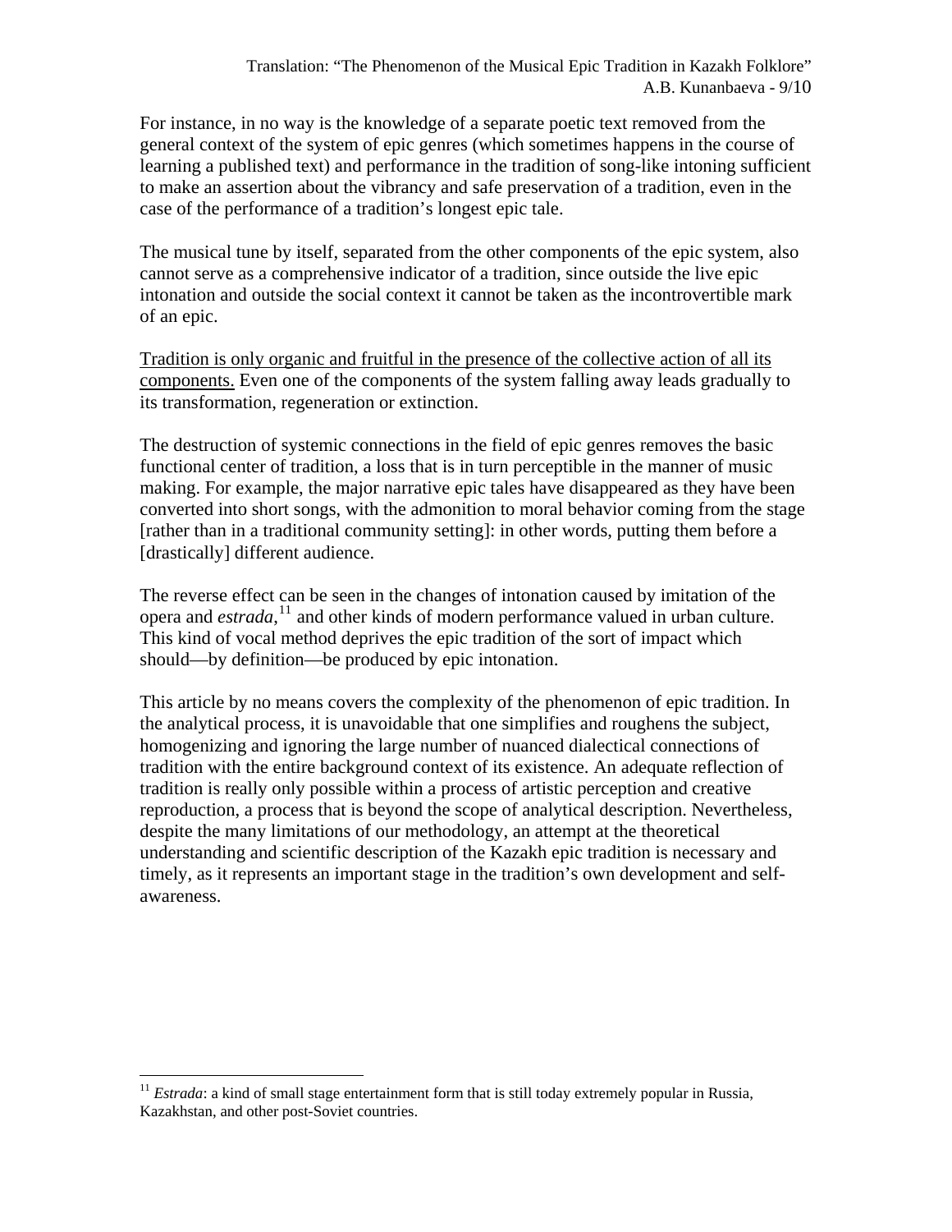For instance, in no way is the knowledge of a separate poetic text removed from the general context of the system of epic genres (which sometimes happens in the course of learning a published text) and performance in the tradition of song-like intoning sufficient to make an assertion about the vibrancy and safe preservation of a tradition, even in the case of the performance of a tradition's longest epic tale.

The musical tune by itself, separated from the other components of the epic system, also cannot serve as a comprehensive indicator of a tradition, since outside the live epic intonation and outside the social context it cannot be taken as the incontrovertible mark of an epic.

<u>Tradition is only organic and fruitful in the presence of the collective action of all its components.</u> Even one of the components of the system falling away leads gradually to its transformation, regeneration or extinction.

The destruction of systemic connections in the field of epic genres removes the basic functional center of tradition, a loss that is in turn perceptible in the manner of music making. For example, the major narrative epic tales have disappeared as they have been converted into short songs, with the admonition to moral behavior coming from the stage [rather than in a traditional community setting]: in other words, putting them before a [drastically] different audience.

The reverse effect can be seen in the changes of intonation caused by imitation of the opera and *estrada*,[11] and other kinds of modern performance valued in urban culture. This kind of vocal method deprives the epic tradition of the sort of impact which should—by definition—be produced by epic intonation.

This article by no means covers the complexity of the phenomenon of epic tradition. In the analytical process, it is unavoidable that one simplifies and roughens the subject, homogenizing and ignoring the large number of nuanced dialectical connections of tradition with the entire background context of its existence. An adequate reflection of tradition is really only possible within a process of artistic perception and creative reproduction, a process that is beyond the scope of analytical description. Nevertheless, despite the many limitations of our methodology, an attempt at the theoretical understanding and scientific description of the Kazakh epic tradition is necessary and timely, as it represents an important stage in the tradition's own development and self-awareness.

---

[11] *Estrada*: a kind of small stage entertainment form that is still today extremely popular in Russia, Kazakhstan, and other post-Soviet countries.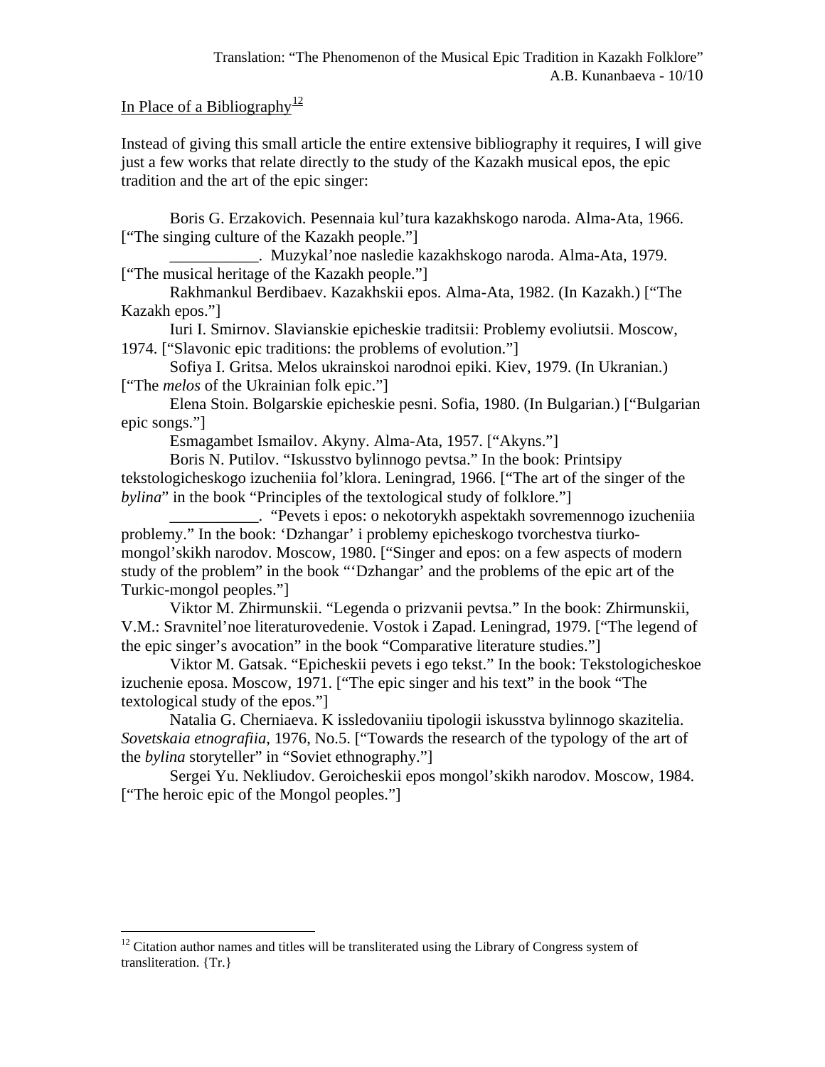In Place of a Bibliography[12]

Instead of giving this small article the entire extensive bibliography it requires, I will give just a few works that relate directly to the study of the Kazakh musical epos, the epic tradition and the art of the epic singer:

Boris G. Erzakovich. Pesennaia kul'tura kazakhskogo naroda. Alma-Ata, 1966. ["The singing culture of the Kazakh people."]

___________. Muzykal'noe nasledie kazakhskogo naroda. Alma-Ata, 1979. ["The musical heritage of the Kazakh people."]

Rakhmankul Berdibaev. Kazakhskii epos. Alma-Ata, 1982. (In Kazakh.) ["The Kazakh epos."]

Iuri I. Smirnov. Slavianskie epicheskie traditsii: Problemy evoliutsii. Moscow, 1974. ["Slavonic epic traditions: the problems of evolution."]

Sofiya I. Gritsa. Melos ukrainskoi narodnoi epiki. Kiev, 1979. (In Ukranian.) ["The *melos* of the Ukrainian folk epic."]

Elena Stoin. Bolgarskie epicheskie pesni. Sofia, 1980. (In Bulgarian.) ["Bulgarian epic songs."]

Esmagambet Ismailov. Akyny. Alma-Ata, 1957. ["Akyns."]

Boris N. Putilov. "Iskusstvo bylinnogo pevtsa." In the book: Printsipy tekstologicheskogo izucheniia fol'klora. Leningrad, 1966. ["The art of the singer of the *bylina*" in the book "Principles of the textological study of folklore."]

___________. "Pevets i epos: o nekotorykh aspektakh sovremennogo izucheniia problemy." In the book: 'Dzhangar' i problemy epicheskogo tvorchestva tiurko-mongol'skikh narodov. Moscow, 1980. ["Singer and epos: on a few aspects of modern study of the problem" in the book "'Dzhangar' and the problems of the epic art of the Turkic-mongol peoples."]

Viktor M. Zhirmunskii. "Legenda o prizvanii pevtsa." In the book: Zhirmunskii, V.M.: Sravnitel'noe literaturovedenie. Vostok i Zapad. Leningrad, 1979. ["The legend of the epic singer's avocation" in the book "Comparative literature studies."]

Viktor M. Gatsak. "Epicheskii pevets i ego tekst." In the book: Tekstologicheskoe izuchenie eposa. Moscow, 1971. ["The epic singer and his text" in the book "The textological study of the epos."]

Natalia G. Cherniaeva. K issledovaniiu tipologii iskusstva bylinnogo skazitelia. *Sovetskaia etnografiia*, 1976, No.5. ["Towards the research of the typology of the art of the *bylina* storyteller" in "Soviet ethnography."]

Sergei Yu. Nekliudov. Geroicheskii epos mongol'skikh narodov. Moscow, 1984. ["The heroic epic of the Mongol peoples."]

[12] Citation author names and titles will be transliterated using the Library of Congress system of transliteration. {Tr.}